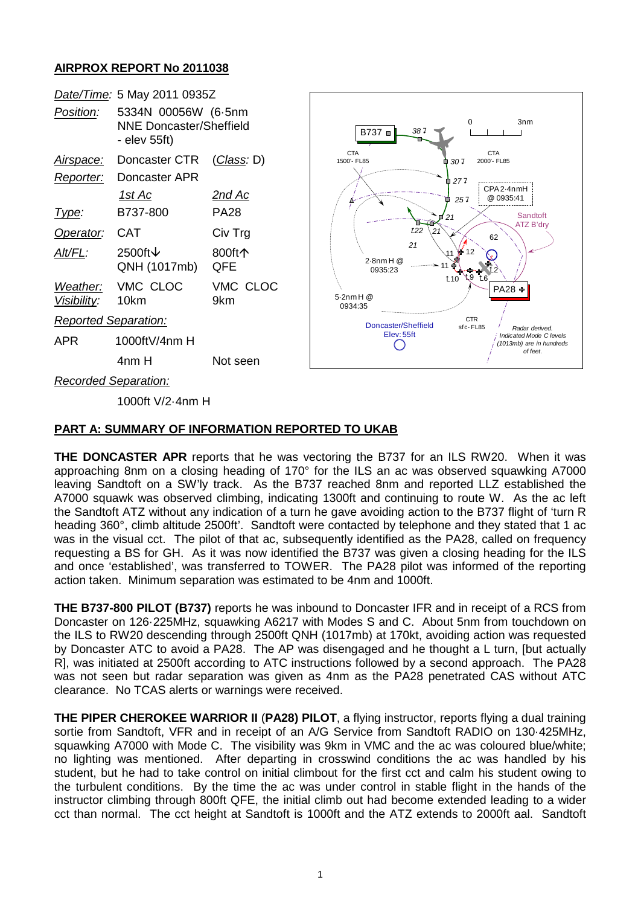## AIRPROX REPORT No 2011038

| | | |
|---|---|---|
| *Date/Time:* | 5 May 2011 0935Z | |
| *Position:* | 5334N 00056W (6·5nm NNE Doncaster/Sheffield - elev 55ft) | |
| *Airspace:* | Doncaster CTR | (*Class:* D) |
| *Reporter:* | Doncaster APR | |
| | *1st Ac* | *2nd Ac* |
| *Type:* | B737-800 | PA28 |
| *Operator:* | CAT | Civ Trg |
| *Alt/FL:* | 2500ft↓ QNH (1017mb) | 800ft↑ QFE |
| *Weather:* *Visibility:* | VMC CLOC 10km | VMC CLOC 9km |
| *Reported Separation:* | | |
| APR | 1000ftV/4nm H | |
| | 4nm H | Not seen |
| *Recorded Separation:* | | |
| | 1000ft V/2·4nm H | |

### PART A: SUMMARY OF INFORMATION REPORTED TO UKAB

**THE DONCASTER APR** reports that he was vectoring the B737 for an ILS RW20. When it was approaching 8nm on a closing heading of 170° for the ILS an ac was observed squawking A7000 leaving Sandtoft on a SW'ly track. As the B737 reached 8nm and reported LLZ established the A7000 squawk was observed climbing, indicating 1300ft and continuing to route W. As the ac left the Sandtoft ATZ without any indication of a turn he gave avoiding action to the B737 flight of 'turn R heading 360°, climb altitude 2500ft'. Sandtoft were contacted by telephone and they stated that 1 ac was in the visual cct. The pilot of that ac, subsequently identified as the PA28, called on frequency requesting a BS for GH. As it was now identified the B737 was given a closing heading for the ILS and once 'established', was transferred to TOWER. The PA28 pilot was informed of the reporting action taken. Minimum separation was estimated to be 4nm and 1000ft.

**THE B737-800 PILOT (B737)** reports he was inbound to Doncaster IFR and in receipt of a RCS from Doncaster on 126·225MHz, squawking A6217 with Modes S and C. About 5nm from touchdown on the ILS to RW20 descending through 2500ft QNH (1017mb) at 170kt, avoiding action was requested by Doncaster ATC to avoid a PA28. The AP was disengaged and he thought a L turn, [but actually R], was initiated at 2500ft according to ATC instructions followed by a second approach. The PA28 was not seen but radar separation was given as 4nm as the PA28 penetrated CAS without ATC clearance. No TCAS alerts or warnings were received.

**THE PIPER CHEROKEE WARRIOR II** (**PA28**) **PILOT**, a flying instructor, reports flying a dual training sortie from Sandtoft, VFR and in receipt of an A/G Service from Sandtoft RADIO on 130·425MHz, squawking A7000 with Mode C. The visibility was 9km in VMC and the ac was coloured blue/white; no lighting was mentioned. After departing in crosswind conditions the ac was handled by his student, but he had to take control on initial climbout for the first cct and calm his student owing to the turbulent conditions. By the time the ac was under control in stable flight in the hands of the instructor climbing through 800ft QFE, the initial climb out had become extended leading to a wider cct than normal. The cct height at Sandtoft is 1000ft and the ATZ extends to 2000ft aal. Sandtoft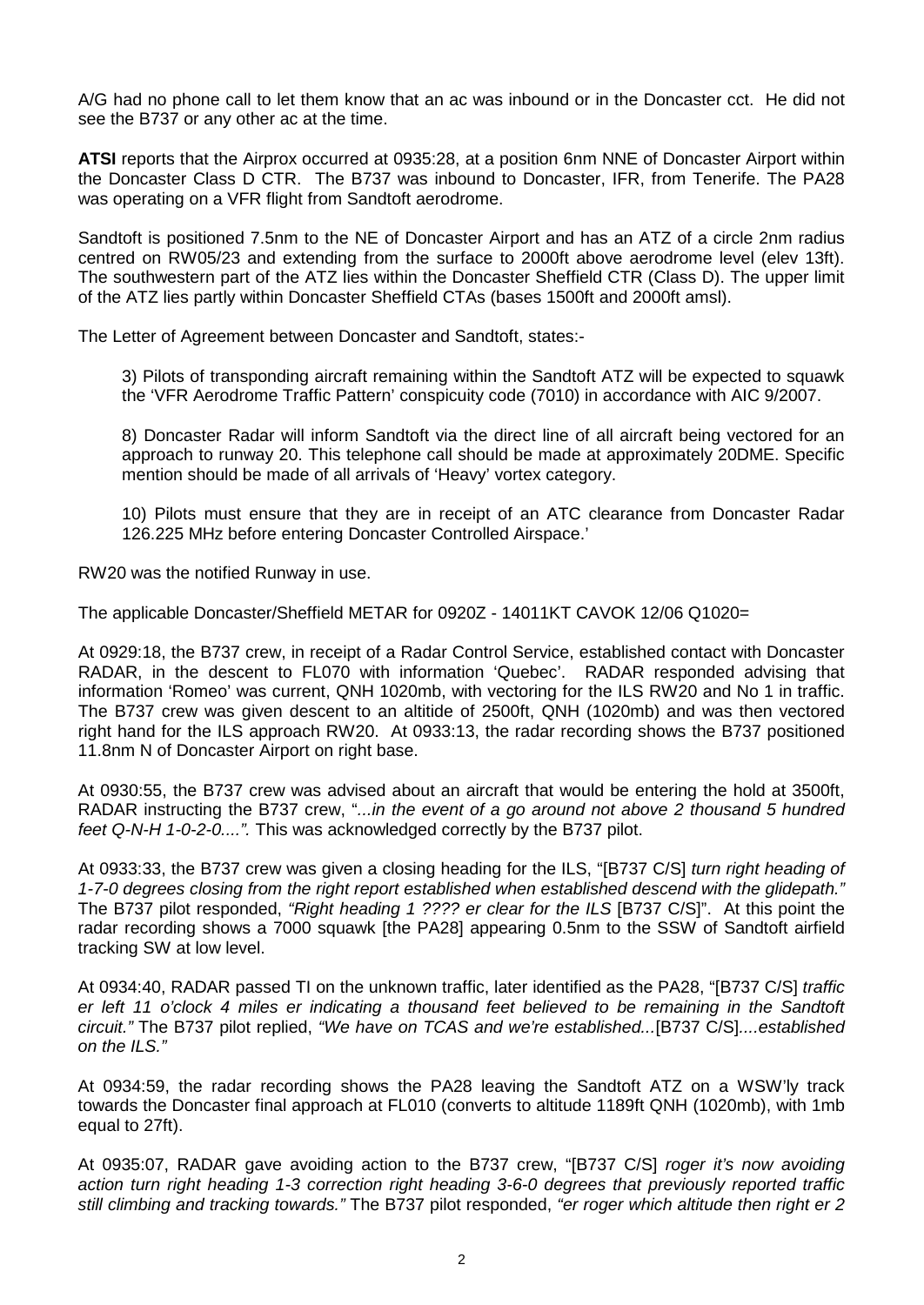A/G had no phone call to let them know that an ac was inbound or in the Doncaster cct. He did not see the B737 or any other ac at the time.

**ATSI** reports that the Airprox occurred at 0935:28, at a position 6nm NNE of Doncaster Airport within the Doncaster Class D CTR. The B737 was inbound to Doncaster, IFR, from Tenerife. The PA28 was operating on a VFR flight from Sandtoft aerodrome.

Sandtoft is positioned 7.5nm to the NE of Doncaster Airport and has an ATZ of a circle 2nm radius centred on RW05/23 and extending from the surface to 2000ft above aerodrome level (elev 13ft). The southwestern part of the ATZ lies within the Doncaster Sheffield CTR (Class D). The upper limit of the ATZ lies partly within Doncaster Sheffield CTAs (bases 1500ft and 2000ft amsl).

The Letter of Agreement between Doncaster and Sandtoft, states:-

> 3) Pilots of transponding aircraft remaining within the Sandtoft ATZ will be expected to squawk the 'VFR Aerodrome Traffic Pattern' conspicuity code (7010) in accordance with AIC 9/2007.
>
> 8) Doncaster Radar will inform Sandtoft via the direct line of all aircraft being vectored for an approach to runway 20. This telephone call should be made at approximately 20DME. Specific mention should be made of all arrivals of 'Heavy' vortex category.
>
> 10) Pilots must ensure that they are in receipt of an ATC clearance from Doncaster Radar 126.225 MHz before entering Doncaster Controlled Airspace.'

RW20 was the notified Runway in use.

The applicable Doncaster/Sheffield METAR for 0920Z - 14011KT CAVOK 12/06 Q1020=

At 0929:18, the B737 crew, in receipt of a Radar Control Service, established contact with Doncaster RADAR, in the descent to FL070 with information 'Quebec'. RADAR responded advising that information 'Romeo' was current, QNH 1020mb, with vectoring for the ILS RW20 and No 1 in traffic. The B737 crew was given descent to an altitide of 2500ft, QNH (1020mb) and was then vectored right hand for the ILS approach RW20. At 0933:13, the radar recording shows the B737 positioned 11.8nm N of Doncaster Airport on right base.

At 0930:55, the B737 crew was advised about an aircraft that would be entering the hold at 3500ft, RADAR instructing the B737 crew, "*...in the event of a go around not above 2 thousand 5 hundred feet Q-N-H 1-0-2-0....".* This was acknowledged correctly by the B737 pilot.

At 0933:33, the B737 crew was given a closing heading for the ILS, "[B737 C/S] *turn right heading of 1-7-0 degrees closing from the right report established when established descend with the glidepath."* The B737 pilot responded, *"Right heading 1 ???? er clear for the ILS* [B737 C/S]". At this point the radar recording shows a 7000 squawk [the PA28] appearing 0.5nm to the SSW of Sandtoft airfield tracking SW at low level.

At 0934:40, RADAR passed TI on the unknown traffic, later identified as the PA28, "[B737 C/S] *traffic er left 11 o'clock 4 miles er indicating a thousand feet believed to be remaining in the Sandtoft circuit."* The B737 pilot replied, *"We have on TCAS and we're established...*[B737 C/S]*....established on the ILS."*

At 0934:59, the radar recording shows the PA28 leaving the Sandtoft ATZ on a WSW'ly track towards the Doncaster final approach at FL010 (converts to altitude 1189ft QNH (1020mb), with 1mb equal to 27ft).

At 0935:07, RADAR gave avoiding action to the B737 crew, "[B737 C/S] *roger it's now avoiding action turn right heading 1-3 correction right heading 3-6-0 degrees that previously reported traffic still climbing and tracking towards."* The B737 pilot responded, *"er roger which altitude then right er 2*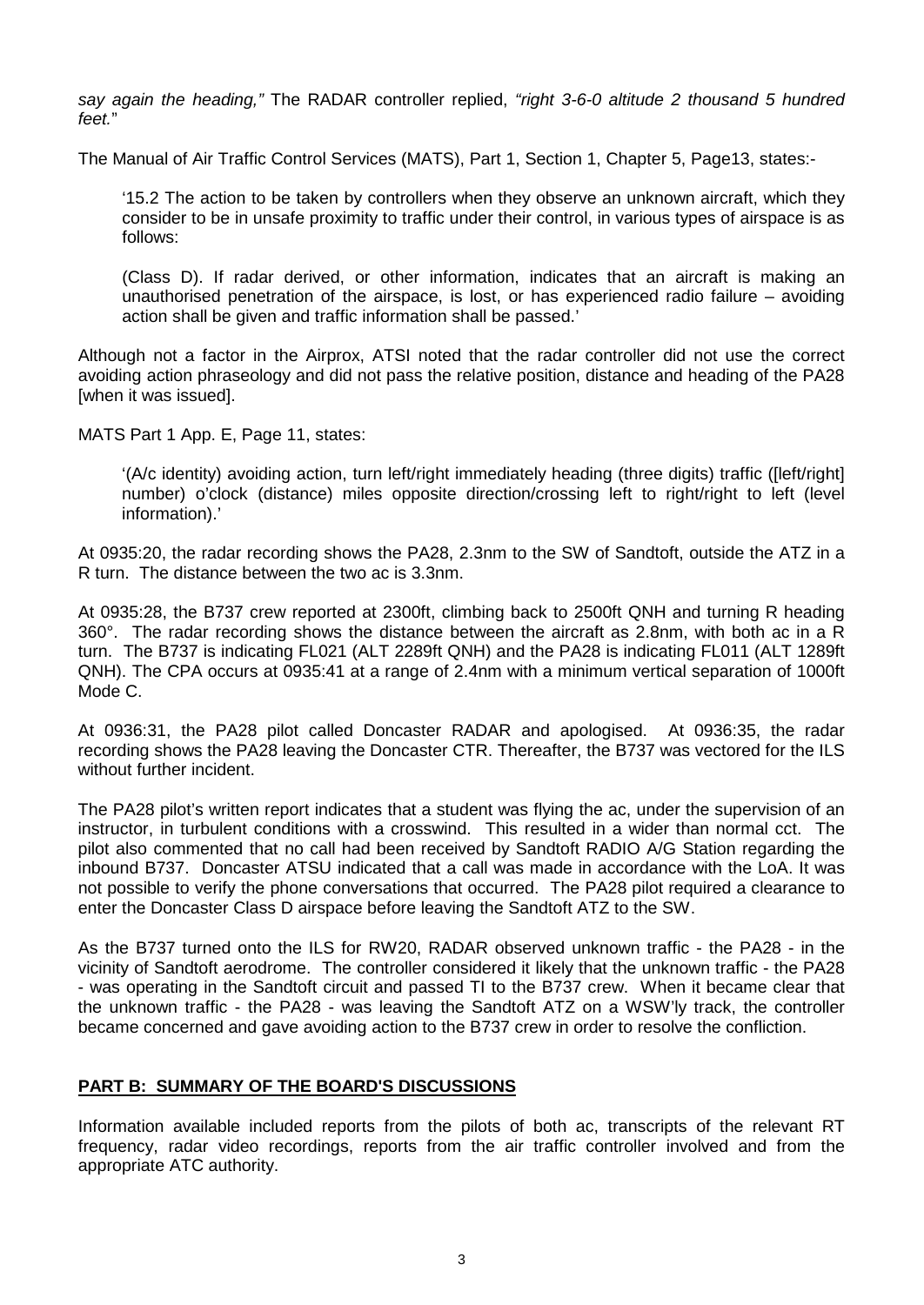*say again the heading,"* The RADAR controller replied, *"right 3-6-0 altitude 2 thousand 5 hundred feet.*"

The Manual of Air Traffic Control Services (MATS), Part 1, Section 1, Chapter 5, Page13, states:-

> '15.2 The action to be taken by controllers when they observe an unknown aircraft, which they consider to be in unsafe proximity to traffic under their control, in various types of airspace is as follows:
>
> (Class D). If radar derived, or other information, indicates that an aircraft is making an unauthorised penetration of the airspace, is lost, or has experienced radio failure – avoiding action shall be given and traffic information shall be passed.'

Although not a factor in the Airprox, ATSI noted that the radar controller did not use the correct avoiding action phraseology and did not pass the relative position, distance and heading of the PA28 [when it was issued].

MATS Part 1 App. E, Page 11, states:

> '(A/c identity) avoiding action, turn left/right immediately heading (three digits) traffic ([left/right] number) o'clock (distance) miles opposite direction/crossing left to right/right to left (level information).'

At 0935:20, the radar recording shows the PA28, 2.3nm to the SW of Sandtoft, outside the ATZ in a R turn. The distance between the two ac is 3.3nm.

At 0935:28, the B737 crew reported at 2300ft, climbing back to 2500ft QNH and turning R heading 360°. The radar recording shows the distance between the aircraft as 2.8nm, with both ac in a R turn. The B737 is indicating FL021 (ALT 2289ft QNH) and the PA28 is indicating FL011 (ALT 1289ft QNH). The CPA occurs at 0935:41 at a range of 2.4nm with a minimum vertical separation of 1000ft Mode C.

At 0936:31, the PA28 pilot called Doncaster RADAR and apologised. At 0936:35, the radar recording shows the PA28 leaving the Doncaster CTR. Thereafter, the B737 was vectored for the ILS without further incident.

The PA28 pilot's written report indicates that a student was flying the ac, under the supervision of an instructor, in turbulent conditions with a crosswind. This resulted in a wider than normal cct. The pilot also commented that no call had been received by Sandtoft RADIO A/G Station regarding the inbound B737. Doncaster ATSU indicated that a call was made in accordance with the LoA. It was not possible to verify the phone conversations that occurred. The PA28 pilot required a clearance to enter the Doncaster Class D airspace before leaving the Sandtoft ATZ to the SW.

As the B737 turned onto the ILS for RW20, RADAR observed unknown traffic - the PA28 - in the vicinity of Sandtoft aerodrome. The controller considered it likely that the unknown traffic - the PA28 - was operating in the Sandtoft circuit and passed TI to the B737 crew. When it became clear that the unknown traffic - the PA28 - was leaving the Sandtoft ATZ on a WSW'ly track, the controller became concerned and gave avoiding action to the B737 crew in order to resolve the confliction.

## PART B: SUMMARY OF THE BOARD'S DISCUSSIONS

Information available included reports from the pilots of both ac, transcripts of the relevant RT frequency, radar video recordings, reports from the air traffic controller involved and from the appropriate ATC authority.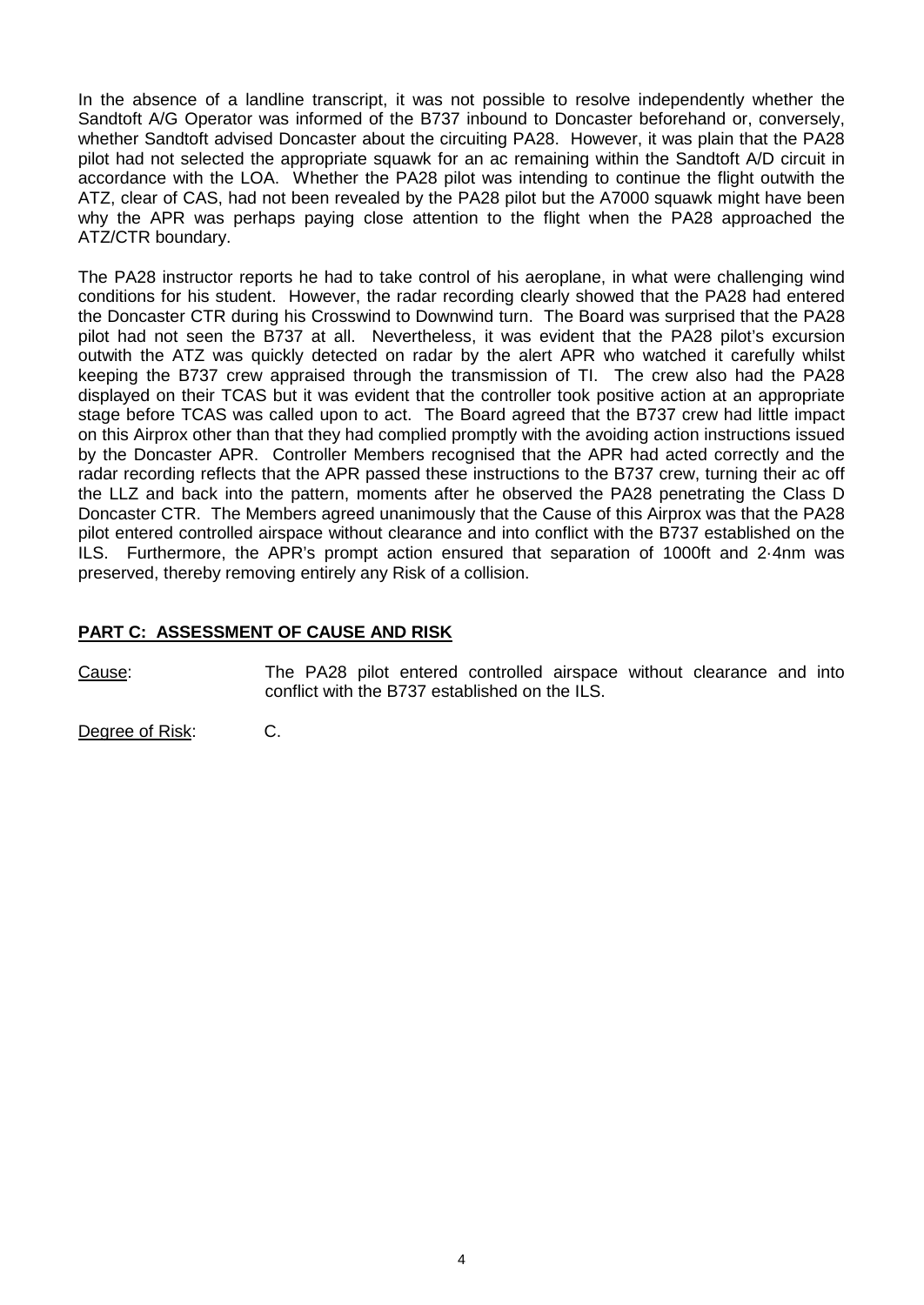In the absence of a landline transcript, it was not possible to resolve independently whether the Sandtoft A/G Operator was informed of the B737 inbound to Doncaster beforehand or, conversely, whether Sandtoft advised Doncaster about the circuiting PA28. However, it was plain that the PA28 pilot had not selected the appropriate squawk for an ac remaining within the Sandtoft A/D circuit in accordance with the LOA. Whether the PA28 pilot was intending to continue the flight outwith the ATZ, clear of CAS, had not been revealed by the PA28 pilot but the A7000 squawk might have been why the APR was perhaps paying close attention to the flight when the PA28 approached the ATZ/CTR boundary.

The PA28 instructor reports he had to take control of his aeroplane, in what were challenging wind conditions for his student. However, the radar recording clearly showed that the PA28 had entered the Doncaster CTR during his Crosswind to Downwind turn. The Board was surprised that the PA28 pilot had not seen the B737 at all. Nevertheless, it was evident that the PA28 pilot's excursion outwith the ATZ was quickly detected on radar by the alert APR who watched it carefully whilst keeping the B737 crew appraised through the transmission of TI. The crew also had the PA28 displayed on their TCAS but it was evident that the controller took positive action at an appropriate stage before TCAS was called upon to act. The Board agreed that the B737 crew had little impact on this Airprox other than that they had complied promptly with the avoiding action instructions issued by the Doncaster APR. Controller Members recognised that the APR had acted correctly and the radar recording reflects that the APR passed these instructions to the B737 crew, turning their ac off the LLZ and back into the pattern, moments after he observed the PA28 penetrating the Class D Doncaster CTR. The Members agreed unanimously that the Cause of this Airprox was that the PA28 pilot entered controlled airspace without clearance and into conflict with the B737 established on the ILS. Furthermore, the APR's prompt action ensured that separation of 1000ft and 2·4nm was preserved, thereby removing entirely any Risk of a collision.

## PART C: ASSESSMENT OF CAUSE AND RISK

Cause: The PA28 pilot entered controlled airspace without clearance and into conflict with the B737 established on the ILS.

Degree of Risk: C.